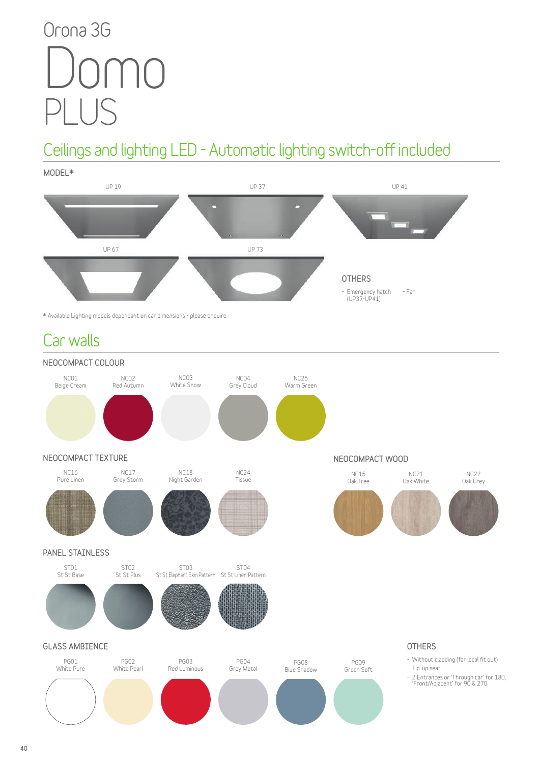# Orona 3G Domo PLUS

## Ceilings and lighting LED - Automatic lighting switch-off included

### MODEL*

UP 19

UP 37

UP 41

UP 67

UP 73

### OTHERS

- Emergency hatch (UP37-UP41)
- Fan

* Available Lighting models dependant on car dimensions - please enquire.

## Car walls

### NEOCOMPACT COLOUR

NC01 Beige Cream

NC02 Red Autumn

NC03 White Snow

NC04 Grey Cloud

NC25 Warm Green

### NEOCOMPACT TEXTURE

NC16 Pure Linen

NC17 Grey Storm

NC18 Night Garden

NC24 Tissue

### NEOCOMPACT WOOD

NC15 Oak Tree

NC21 Oak White

NC22 Oak Grey

### PANEL STAINLESS

ST01 St St Base

ST02 St St Plus

ST03 St St Elephant Skin Pattern

ST04 St St Linen Pattern

### GLASS AMBIENCE

PG01 White Pure

PG02 White Pearl

PG03 Red Luminous

PG04 Grey Metal

PG08 Blue Shadow

PG09 Green Soft

### OTHERS

- Without cladding (for local fit out)
- Tip-up seat
- 2 Entrances or 'Through car' for 180, 'Front/Adjacent' for 90 & 270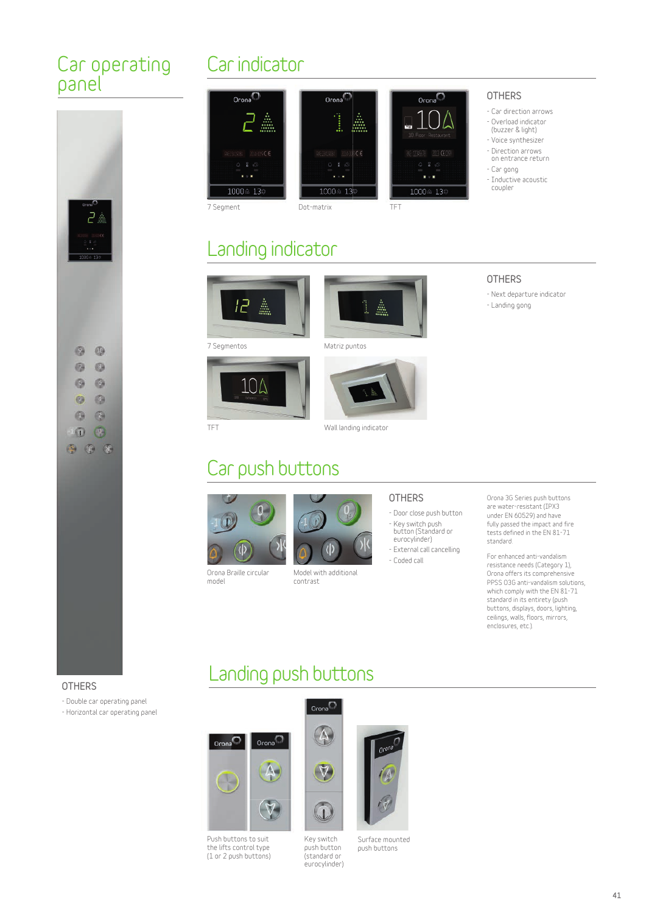## Car operating panel

### OTHERS

- Double car operating panel
- Horizontal car operating panel

## Car indicator

7 Segment

Dot-matrix

TFT

### OTHERS

- Car direction arrows
- Overload indicator (buzzer & light)
- Voice synthesizer
- Direction arrows on entrance return
- Car gong
- Inductive acoustic coupler

## Landing indicator

7 Segmentos

Matriz puntos

TFT

Wall landing indicator

### OTHERS

- Next departure indicator
- Landing gong

## Car push buttons

Orona Braille circular model

Model with additional contrast

### OTHERS

- Door close push button
- Key switch push button (Standard or eurocylinder)
- External call cancelling
- Coded call

Orona 3G Series push buttons are water-resistant (IPX3 under EN 60529) and have fully passed the impact and fire tests defined in the EN 81-71 standard.

For enhanced anti-vandalism resistance needs (Category 1), Orona offers its comprehensive PPSS 03G anti-vandalism solutions, which comply with the EN 81-71 standard in its entirety (push buttons, displays, doors, lighting, ceilings, walls, floors, mirrors, enclosures, etc.).

## Landing push buttons

Push buttons to suit the lifts control type (1 or 2 push buttons)

Key switch push button (standard or eurocylinder)

Surface mounted push buttons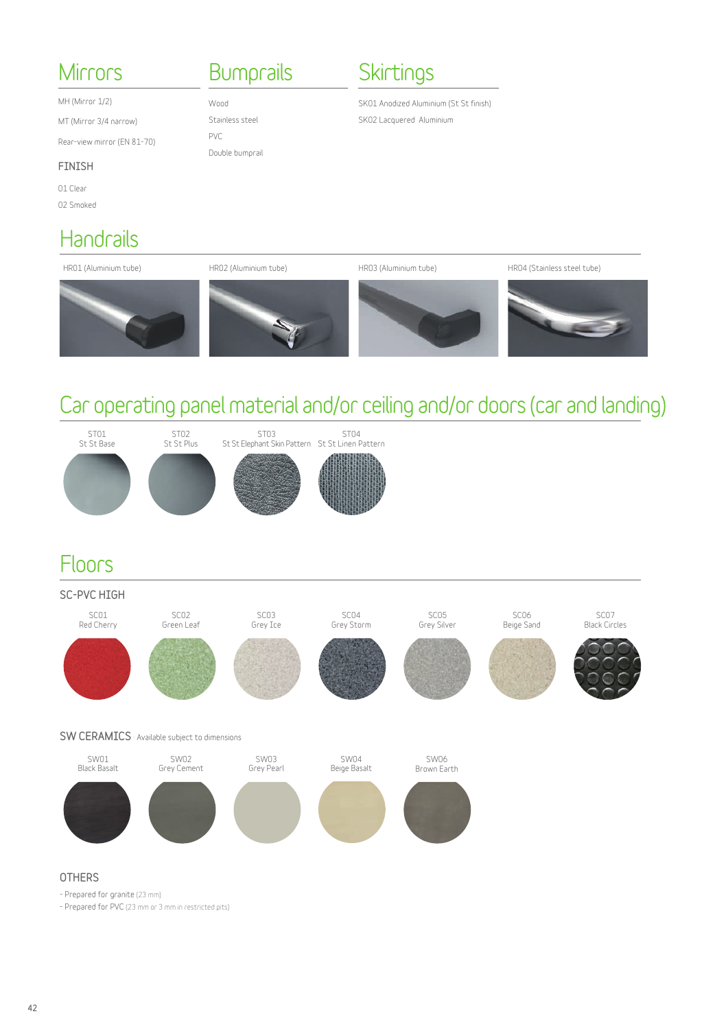## Mirrors

MH (Mirror 1/2)

MT (Mirror 3/4 narrow)

Rear-view mirror (EN 81-70)

### FINISH

01 Clear

02 Smoked

## Bumprails

Wood

Stainless steel

PVC

Double bumprail

## Skirtings

SK01 Anodized Aluminium (St St finish)

SK02 Lacquered Aluminium

## Handrails

HR01 (Aluminium tube)

HR02 (Aluminium tube)

HR03 (Aluminium tube)

HR04 (Stainless steel tube)

## Car operating panel material and/or ceiling and/or doors (car and landing)

ST01
St St Base

ST02
St St Plus

ST03
St St Elephant Skin Pattern

ST04
St St Linen Pattern

## Floors

### SC-PVC HIGH

SC01
Red Cherry

SC02
Green Leaf

SC03
Grey Ice

SC04
Grey Storm

SC05
Grey Silver

SC06
Beige Sand

SC07
Black Circles

### SW CERAMICS Available subject to dimensions

SW01
Black Basalt

SW02
Grey Cement

SW03
Grey Pearl

SW04
Beige Basalt

SW06
Brown Earth

### OTHERS

- Prepared for granite (23 mm)
- Prepared for PVC (23 mm or 3 mm in restricted pits)